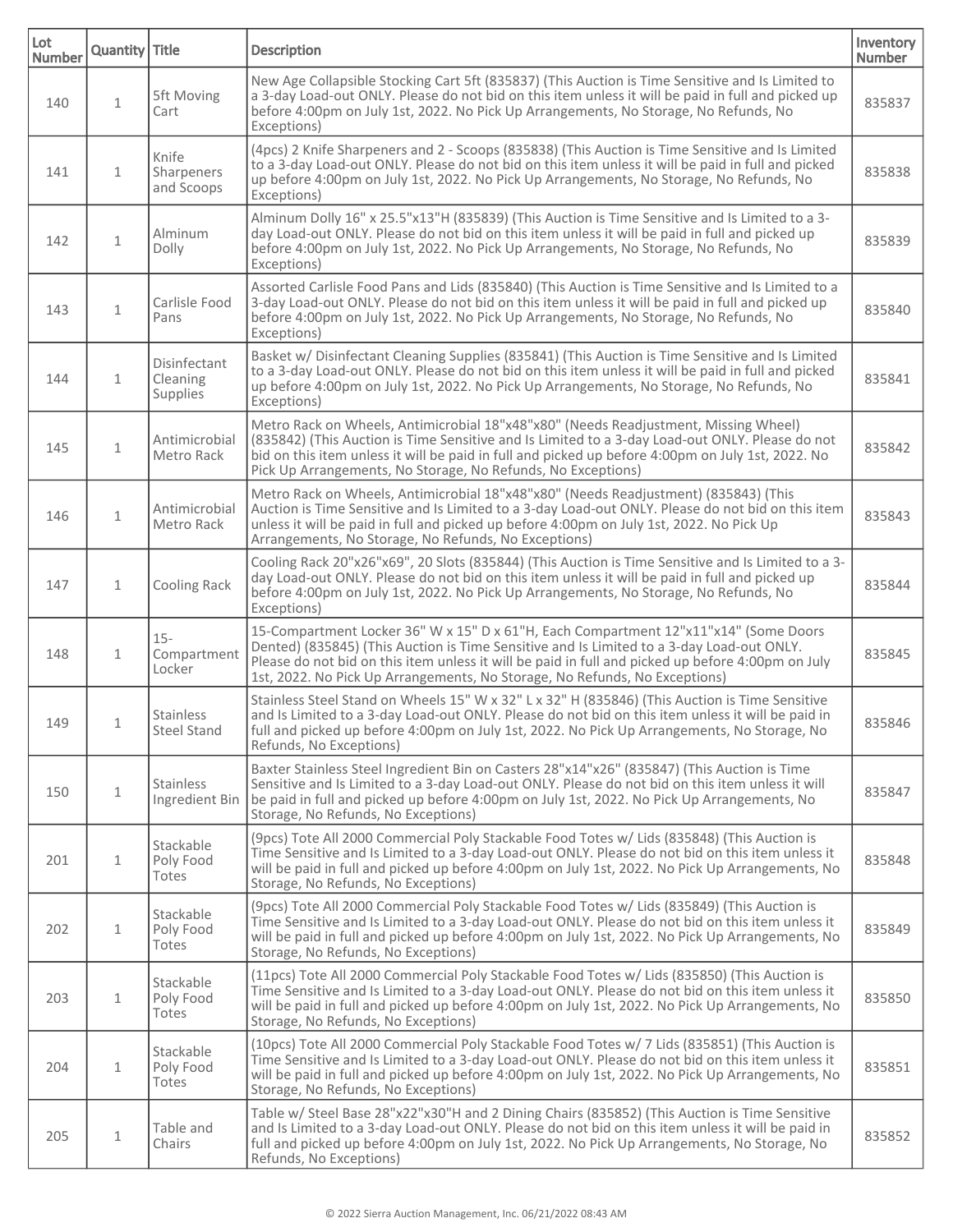| Lot Number | Quantity | Title | Description | Inventory Number |
|---|---|---|---|---|
| 140 | 1 | 5ft Moving Cart | New Age Collapsible Stocking Cart 5ft (835837) (This Auction is Time Sensitive and Is Limited to a 3-day Load-out ONLY. Please do not bid on this item unless it will be paid in full and picked up before 4:00pm on July 1st, 2022. No Pick Up Arrangements, No Storage, No Refunds, No Exceptions) | 835837 |
| 141 | 1 | Knife Sharpeners and Scoops | (4pcs) 2 Knife Sharpeners and 2 - Scoops (835838) (This Auction is Time Sensitive and Is Limited to a 3-day Load-out ONLY. Please do not bid on this item unless it will be paid in full and picked up before 4:00pm on July 1st, 2022. No Pick Up Arrangements, No Storage, No Refunds, No Exceptions) | 835838 |
| 142 | 1 | Alminum Dolly | Alminum Dolly 16" x 25.5"x13"H (835839) (This Auction is Time Sensitive and Is Limited to a 3-day Load-out ONLY. Please do not bid on this item unless it will be paid in full and picked up before 4:00pm on July 1st, 2022. No Pick Up Arrangements, No Storage, No Refunds, No Exceptions) | 835839 |
| 143 | 1 | Carlisle Food Pans | Assorted Carlisle Food Pans and Lids (835840) (This Auction is Time Sensitive and Is Limited to a 3-day Load-out ONLY. Please do not bid on this item unless it will be paid in full and picked up before 4:00pm on July 1st, 2022. No Pick Up Arrangements, No Storage, No Refunds, No Exceptions) | 835840 |
| 144 | 1 | Disinfectant Cleaning Supplies | Basket w/ Disinfectant Cleaning Supplies (835841) (This Auction is Time Sensitive and Is Limited to a 3-day Load-out ONLY. Please do not bid on this item unless it will be paid in full and picked up before 4:00pm on July 1st, 2022. No Pick Up Arrangements, No Storage, No Refunds, No Exceptions) | 835841 |
| 145 | 1 | Antimicrobial Metro Rack | Metro Rack on Wheels, Antimicrobial 18"x48"x80" (Needs Readjustment, Missing Wheel) (835842) (This Auction is Time Sensitive and Is Limited to a 3-day Load-out ONLY. Please do not bid on this item unless it will be paid in full and picked up before 4:00pm on July 1st, 2022. No Pick Up Arrangements, No Storage, No Refunds, No Exceptions) | 835842 |
| 146 | 1 | Antimicrobial Metro Rack | Metro Rack on Wheels, Antimicrobial 18"x48"x80" (Needs Readjustment) (835843) (This Auction is Time Sensitive and Is Limited to a 3-day Load-out ONLY. Please do not bid on this item unless it will be paid in full and picked up before 4:00pm on July 1st, 2022. No Pick Up Arrangements, No Storage, No Refunds, No Exceptions) | 835843 |
| 147 | 1 | Cooling Rack | Cooling Rack 20"x26"x69", 20 Slots (835844) (This Auction is Time Sensitive and Is Limited to a 3-day Load-out ONLY. Please do not bid on this item unless it will be paid in full and picked up before 4:00pm on July 1st, 2022. No Pick Up Arrangements, No Storage, No Refunds, No Exceptions) | 835844 |
| 148 | 1 | 15-Compartment Locker | 15-Compartment Locker 36" W x 15" D x 61"H, Each Compartment 12"x11"x14" (Some Doors Dented) (835845) (This Auction is Time Sensitive and Is Limited to a 3-day Load-out ONLY. Please do not bid on this item unless it will be paid in full and picked up before 4:00pm on July 1st, 2022. No Pick Up Arrangements, No Storage, No Refunds, No Exceptions) | 835845 |
| 149 | 1 | Stainless Steel Stand | Stainless Steel Stand on Wheels 15" W x 32" L x 32" H (835846) (This Auction is Time Sensitive and Is Limited to a 3-day Load-out ONLY. Please do not bid on this item unless it will be paid in full and picked up before 4:00pm on July 1st, 2022. No Pick Up Arrangements, No Storage, No Refunds, No Exceptions) | 835846 |
| 150 | 1 | Stainless Ingredient Bin | Baxter Stainless Steel Ingredient Bin on Casters 28"x14"x26" (835847) (This Auction is Time Sensitive and Is Limited to a 3-day Load-out ONLY. Please do not bid on this item unless it will be paid in full and picked up before 4:00pm on July 1st, 2022. No Pick Up Arrangements, No Storage, No Refunds, No Exceptions) | 835847 |
| 201 | 1 | Stackable Poly Food Totes | (9pcs) Tote All 2000 Commercial Poly Stackable Food Totes w/ Lids (835848) (This Auction is Time Sensitive and Is Limited to a 3-day Load-out ONLY. Please do not bid on this item unless it will be paid in full and picked up before 4:00pm on July 1st, 2022. No Pick Up Arrangements, No Storage, No Refunds, No Exceptions) | 835848 |
| 202 | 1 | Stackable Poly Food Totes | (9pcs) Tote All 2000 Commercial Poly Stackable Food Totes w/ Lids (835849) (This Auction is Time Sensitive and Is Limited to a 3-day Load-out ONLY. Please do not bid on this item unless it will be paid in full and picked up before 4:00pm on July 1st, 2022. No Pick Up Arrangements, No Storage, No Refunds, No Exceptions) | 835849 |
| 203 | 1 | Stackable Poly Food Totes | (11pcs) Tote All 2000 Commercial Poly Stackable Food Totes w/ Lids (835850) (This Auction is Time Sensitive and Is Limited to a 3-day Load-out ONLY. Please do not bid on this item unless it will be paid in full and picked up before 4:00pm on July 1st, 2022. No Pick Up Arrangements, No Storage, No Refunds, No Exceptions) | 835850 |
| 204 | 1 | Stackable Poly Food Totes | (10pcs) Tote All 2000 Commercial Poly Stackable Food Totes w/ 7 Lids (835851) (This Auction is Time Sensitive and Is Limited to a 3-day Load-out ONLY. Please do not bid on this item unless it will be paid in full and picked up before 4:00pm on July 1st, 2022. No Pick Up Arrangements, No Storage, No Refunds, No Exceptions) | 835851 |
| 205 | 1 | Table and Chairs | Table w/ Steel Base 28"x22"x30"H and 2 Dining Chairs (835852) (This Auction is Time Sensitive and Is Limited to a 3-day Load-out ONLY. Please do not bid on this item unless it will be paid in full and picked up before 4:00pm on July 1st, 2022. No Pick Up Arrangements, No Storage, No Refunds, No Exceptions) | 835852 |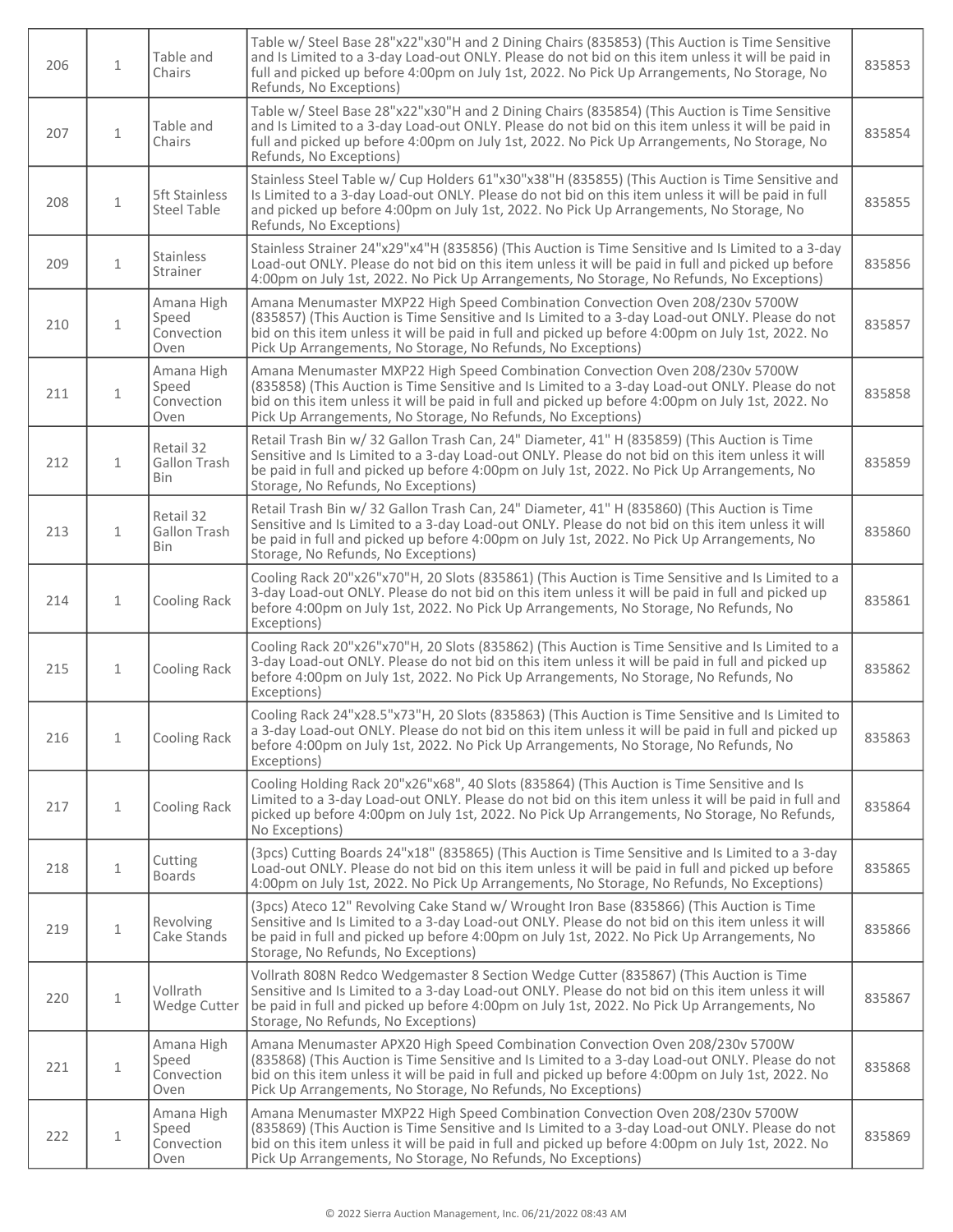| 206 | 1 | Table and Chairs | Table w/ Steel Base 28"x22"x30"H and 2 Dining Chairs (835853) (This Auction is Time Sensitive and Is Limited to a 3-day Load-out ONLY. Please do not bid on this item unless it will be paid in full and picked up before 4:00pm on July 1st, 2022. No Pick Up Arrangements, No Storage, No Refunds, No Exceptions) | 835853 |
|---|---|---|---|---|
| 207 | 1 | Table and Chairs | Table w/ Steel Base 28"x22"x30"H and 2 Dining Chairs (835854) (This Auction is Time Sensitive and Is Limited to a 3-day Load-out ONLY. Please do not bid on this item unless it will be paid in full and picked up before 4:00pm on July 1st, 2022. No Pick Up Arrangements, No Storage, No Refunds, No Exceptions) | 835854 |
| 208 | 1 | 5ft Stainless Steel Table | Stainless Steel Table w/ Cup Holders 61"x30"x38"H (835855) (This Auction is Time Sensitive and Is Limited to a 3-day Load-out ONLY. Please do not bid on this item unless it will be paid in full and picked up before 4:00pm on July 1st, 2022. No Pick Up Arrangements, No Storage, No Refunds, No Exceptions) | 835855 |
| 209 | 1 | Stainless Strainer | Stainless Strainer 24"x29"x4"H (835856) (This Auction is Time Sensitive and Is Limited to a 3-day Load-out ONLY. Please do not bid on this item unless it will be paid in full and picked up before 4:00pm on July 1st, 2022. No Pick Up Arrangements, No Storage, No Refunds, No Exceptions) | 835856 |
| 210 | 1 | Amana High Speed Convection Oven | Amana Menumaster MXP22 High Speed Combination Convection Oven 208/230v 5700W (835857) (This Auction is Time Sensitive and Is Limited to a 3-day Load-out ONLY. Please do not bid on this item unless it will be paid in full and picked up before 4:00pm on July 1st, 2022. No Pick Up Arrangements, No Storage, No Refunds, No Exceptions) | 835857 |
| 211 | 1 | Amana High Speed Convection Oven | Amana Menumaster MXP22 High Speed Combination Convection Oven 208/230v 5700W (835858) (This Auction is Time Sensitive and Is Limited to a 3-day Load-out ONLY. Please do not bid on this item unless it will be paid in full and picked up before 4:00pm on July 1st, 2022. No Pick Up Arrangements, No Storage, No Refunds, No Exceptions) | 835858 |
| 212 | 1 | Retail 32 Gallon Trash Bin | Retail Trash Bin w/ 32 Gallon Trash Can, 24" Diameter, 41" H (835859) (This Auction is Time Sensitive and Is Limited to a 3-day Load-out ONLY. Please do not bid on this item unless it will be paid in full and picked up before 4:00pm on July 1st, 2022. No Pick Up Arrangements, No Storage, No Refunds, No Exceptions) | 835859 |
| 213 | 1 | Retail 32 Gallon Trash Bin | Retail Trash Bin w/ 32 Gallon Trash Can, 24" Diameter, 41" H (835860) (This Auction is Time Sensitive and Is Limited to a 3-day Load-out ONLY. Please do not bid on this item unless it will be paid in full and picked up before 4:00pm on July 1st, 2022. No Pick Up Arrangements, No Storage, No Refunds, No Exceptions) | 835860 |
| 214 | 1 | Cooling Rack | Cooling Rack 20"x26"x70"H, 20 Slots (835861) (This Auction is Time Sensitive and Is Limited to a 3-day Load-out ONLY. Please do not bid on this item unless it will be paid in full and picked up before 4:00pm on July 1st, 2022. No Pick Up Arrangements, No Storage, No Refunds, No Exceptions) | 835861 |
| 215 | 1 | Cooling Rack | Cooling Rack 20"x26"x70"H, 20 Slots (835862) (This Auction is Time Sensitive and Is Limited to a 3-day Load-out ONLY. Please do not bid on this item unless it will be paid in full and picked up before 4:00pm on July 1st, 2022. No Pick Up Arrangements, No Storage, No Refunds, No Exceptions) | 835862 |
| 216 | 1 | Cooling Rack | Cooling Rack 24"x28.5"x73"H, 20 Slots (835863) (This Auction is Time Sensitive and Is Limited to a 3-day Load-out ONLY. Please do not bid on this item unless it will be paid in full and picked up before 4:00pm on July 1st, 2022. No Pick Up Arrangements, No Storage, No Refunds, No Exceptions) | 835863 |
| 217 | 1 | Cooling Rack | Cooling Holding Rack 20"x26"x68", 40 Slots (835864) (This Auction is Time Sensitive and Is Limited to a 3-day Load-out ONLY. Please do not bid on this item unless it will be paid in full and picked up before 4:00pm on July 1st, 2022. No Pick Up Arrangements, No Storage, No Refunds, No Exceptions) | 835864 |
| 218 | 1 | Cutting Boards | (3pcs) Cutting Boards 24"x18" (835865) (This Auction is Time Sensitive and Is Limited to a 3-day Load-out ONLY. Please do not bid on this item unless it will be paid in full and picked up before 4:00pm on July 1st, 2022. No Pick Up Arrangements, No Storage, No Refunds, No Exceptions) | 835865 |
| 219 | 1 | Revolving Cake Stands | (3pcs) Ateco 12" Revolving Cake Stand w/ Wrought Iron Base (835866) (This Auction is Time Sensitive and Is Limited to a 3-day Load-out ONLY. Please do not bid on this item unless it will be paid in full and picked up before 4:00pm on July 1st, 2022. No Pick Up Arrangements, No Storage, No Refunds, No Exceptions) | 835866 |
| 220 | 1 | Vollrath Wedge Cutter | Vollrath 808N Redco Wedgemaster 8 Section Wedge Cutter (835867) (This Auction is Time Sensitive and Is Limited to a 3-day Load-out ONLY. Please do not bid on this item unless it will be paid in full and picked up before 4:00pm on July 1st, 2022. No Pick Up Arrangements, No Storage, No Refunds, No Exceptions) | 835867 |
| 221 | 1 | Amana High Speed Convection Oven | Amana Menumaster APX20 High Speed Combination Convection Oven 208/230v 5700W (835868) (This Auction is Time Sensitive and Is Limited to a 3-day Load-out ONLY. Please do not bid on this item unless it will be paid in full and picked up before 4:00pm on July 1st, 2022. No Pick Up Arrangements, No Storage, No Refunds, No Exceptions) | 835868 |
| 222 | 1 | Amana High Speed Convection Oven | Amana Menumaster MXP22 High Speed Combination Convection Oven 208/230v 5700W (835869) (This Auction is Time Sensitive and Is Limited to a 3-day Load-out ONLY. Please do not bid on this item unless it will be paid in full and picked up before 4:00pm on July 1st, 2022. No Pick Up Arrangements, No Storage, No Refunds, No Exceptions) | 835869 |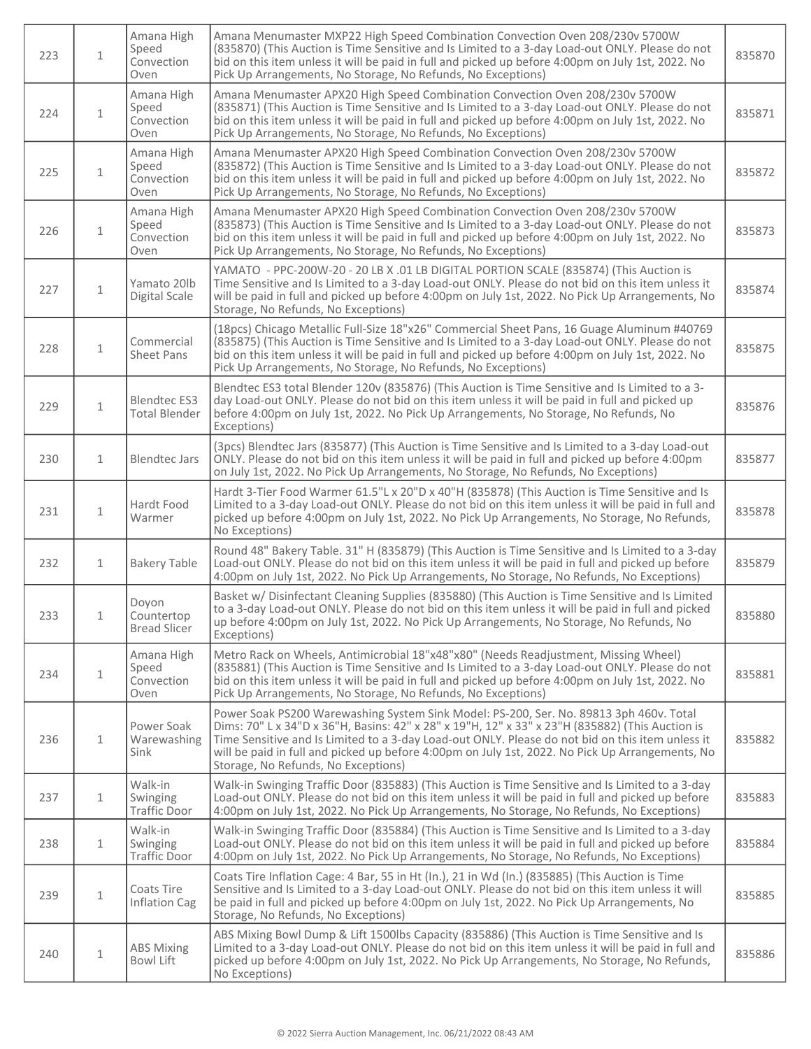| 223 | 1 | Amana High Speed Convection Oven | Amana Menumaster MXP22 High Speed Combination Convection Oven 208/230v 5700W (835870) (This Auction is Time Sensitive and Is Limited to a 3-day Load-out ONLY. Please do not bid on this item unless it will be paid in full and picked up before 4:00pm on July 1st, 2022. No Pick Up Arrangements, No Storage, No Refunds, No Exceptions) | 835870 |
|---|---|---|---|---|
| 224 | 1 | Amana High Speed Convection Oven | Amana Menumaster APX20 High Speed Combination Convection Oven 208/230v 5700W (835871) (This Auction is Time Sensitive and Is Limited to a 3-day Load-out ONLY. Please do not bid on this item unless it will be paid in full and picked up before 4:00pm on July 1st, 2022. No Pick Up Arrangements, No Storage, No Refunds, No Exceptions) | 835871 |
| 225 | 1 | Amana High Speed Convection Oven | Amana Menumaster APX20 High Speed Combination Convection Oven 208/230v 5700W (835872) (This Auction is Time Sensitive and Is Limited to a 3-day Load-out ONLY. Please do not bid on this item unless it will be paid in full and picked up before 4:00pm on July 1st, 2022. No Pick Up Arrangements, No Storage, No Refunds, No Exceptions) | 835872 |
| 226 | 1 | Amana High Speed Convection Oven | Amana Menumaster APX20 High Speed Combination Convection Oven 208/230v 5700W (835873) (This Auction is Time Sensitive and Is Limited to a 3-day Load-out ONLY. Please do not bid on this item unless it will be paid in full and picked up before 4:00pm on July 1st, 2022. No Pick Up Arrangements, No Storage, No Refunds, No Exceptions) | 835873 |
| 227 | 1 | Yamato 20lb Digital Scale | YAMATO - PPC-200W-20 - 20 LB X .01 LB DIGITAL PORTION SCALE (835874) (This Auction is Time Sensitive and Is Limited to a 3-day Load-out ONLY. Please do not bid on this item unless it will be paid in full and picked up before 4:00pm on July 1st, 2022. No Pick Up Arrangements, No Storage, No Refunds, No Exceptions) | 835874 |
| 228 | 1 | Commercial Sheet Pans | (18pcs) Chicago Metallic Full-Size 18"x26" Commercial Sheet Pans, 16 Guage Aluminum #40769 (835875) (This Auction is Time Sensitive and Is Limited to a 3-day Load-out ONLY. Please do not bid on this item unless it will be paid in full and picked up before 4:00pm on July 1st, 2022. No Pick Up Arrangements, No Storage, No Refunds, No Exceptions) | 835875 |
| 229 | 1 | Blendtec ES3 Total Blender | Blendtec ES3 total Blender 120v (835876) (This Auction is Time Sensitive and Is Limited to a 3-day Load-out ONLY. Please do not bid on this item unless it will be paid in full and picked up before 4:00pm on July 1st, 2022. No Pick Up Arrangements, No Storage, No Refunds, No Exceptions) | 835876 |
| 230 | 1 | Blendtec Jars | (3pcs) Blendtec Jars (835877) (This Auction is Time Sensitive and Is Limited to a 3-day Load-out ONLY. Please do not bid on this item unless it will be paid in full and picked up before 4:00pm on July 1st, 2022. No Pick Up Arrangements, No Storage, No Refunds, No Exceptions) | 835877 |
| 231 | 1 | Hardt Food Warmer | Hardt 3-Tier Food Warmer 61.5"L x 20"D x 40"H (835878) (This Auction is Time Sensitive and Is Limited to a 3-day Load-out ONLY. Please do not bid on this item unless it will be paid in full and picked up before 4:00pm on July 1st, 2022. No Pick Up Arrangements, No Storage, No Refunds, No Exceptions) | 835878 |
| 232 | 1 | Bakery Table | Round 48" Bakery Table. 31" H (835879) (This Auction is Time Sensitive and Is Limited to a 3-day Load-out ONLY. Please do not bid on this item unless it will be paid in full and picked up before 4:00pm on July 1st, 2022. No Pick Up Arrangements, No Storage, No Refunds, No Exceptions) | 835879 |
| 233 | 1 | Doyon Countertop Bread Slicer | Basket w/ Disinfectant Cleaning Supplies (835880) (This Auction is Time Sensitive and Is Limited to a 3-day Load-out ONLY. Please do not bid on this item unless it will be paid in full and picked up before 4:00pm on July 1st, 2022. No Pick Up Arrangements, No Storage, No Refunds, No Exceptions) | 835880 |
| 234 | 1 | Amana High Speed Convection Oven | Metro Rack on Wheels, Antimicrobial 18"x48"x80" (Needs Readjustment, Missing Wheel) (835881) (This Auction is Time Sensitive and Is Limited to a 3-day Load-out ONLY. Please do not bid on this item unless it will be paid in full and picked up before 4:00pm on July 1st, 2022. No Pick Up Arrangements, No Storage, No Refunds, No Exceptions) | 835881 |
| 236 | 1 | Power Soak Warewashing Sink | Power Soak PS200 Warewashing System Sink Model: PS-200, Ser. No. 89813 3ph 460v. Total Dims: 70" L x 34"D x 36"H, Basins: 42" x 28" x 19"H, 12" x 33" x 23"H (835882) (This Auction is Time Sensitive and Is Limited to a 3-day Load-out ONLY. Please do not bid on this item unless it will be paid in full and picked up before 4:00pm on July 1st, 2022. No Pick Up Arrangements, No Storage, No Refunds, No Exceptions) | 835882 |
| 237 | 1 | Walk-in Swinging Traffic Door | Walk-in Swinging Traffic Door (835883) (This Auction is Time Sensitive and Is Limited to a 3-day Load-out ONLY. Please do not bid on this item unless it will be paid in full and picked up before 4:00pm on July 1st, 2022. No Pick Up Arrangements, No Storage, No Refunds, No Exceptions) | 835883 |
| 238 | 1 | Walk-in Swinging Traffic Door | Walk-in Swinging Traffic Door (835884) (This Auction is Time Sensitive and Is Limited to a 3-day Load-out ONLY. Please do not bid on this item unless it will be paid in full and picked up before 4:00pm on July 1st, 2022. No Pick Up Arrangements, No Storage, No Refunds, No Exceptions) | 835884 |
| 239 | 1 | Coats Tire Inflation Cag | Coats Tire Inflation Cage: 4 Bar, 55 in Ht (In.), 21 in Wd (In.) (835885) (This Auction is Time Sensitive and Is Limited to a 3-day Load-out ONLY. Please do not bid on this item unless it will be paid in full and picked up before 4:00pm on July 1st, 2022. No Pick Up Arrangements, No Storage, No Refunds, No Exceptions) | 835885 |
| 240 | 1 | ABS Mixing Bowl Lift | ABS Mixing Bowl Dump & Lift 1500lbs Capacity (835886) (This Auction is Time Sensitive and Is Limited to a 3-day Load-out ONLY. Please do not bid on this item unless it will be paid in full and picked up before 4:00pm on July 1st, 2022. No Pick Up Arrangements, No Storage, No Refunds, No Exceptions) | 835886 |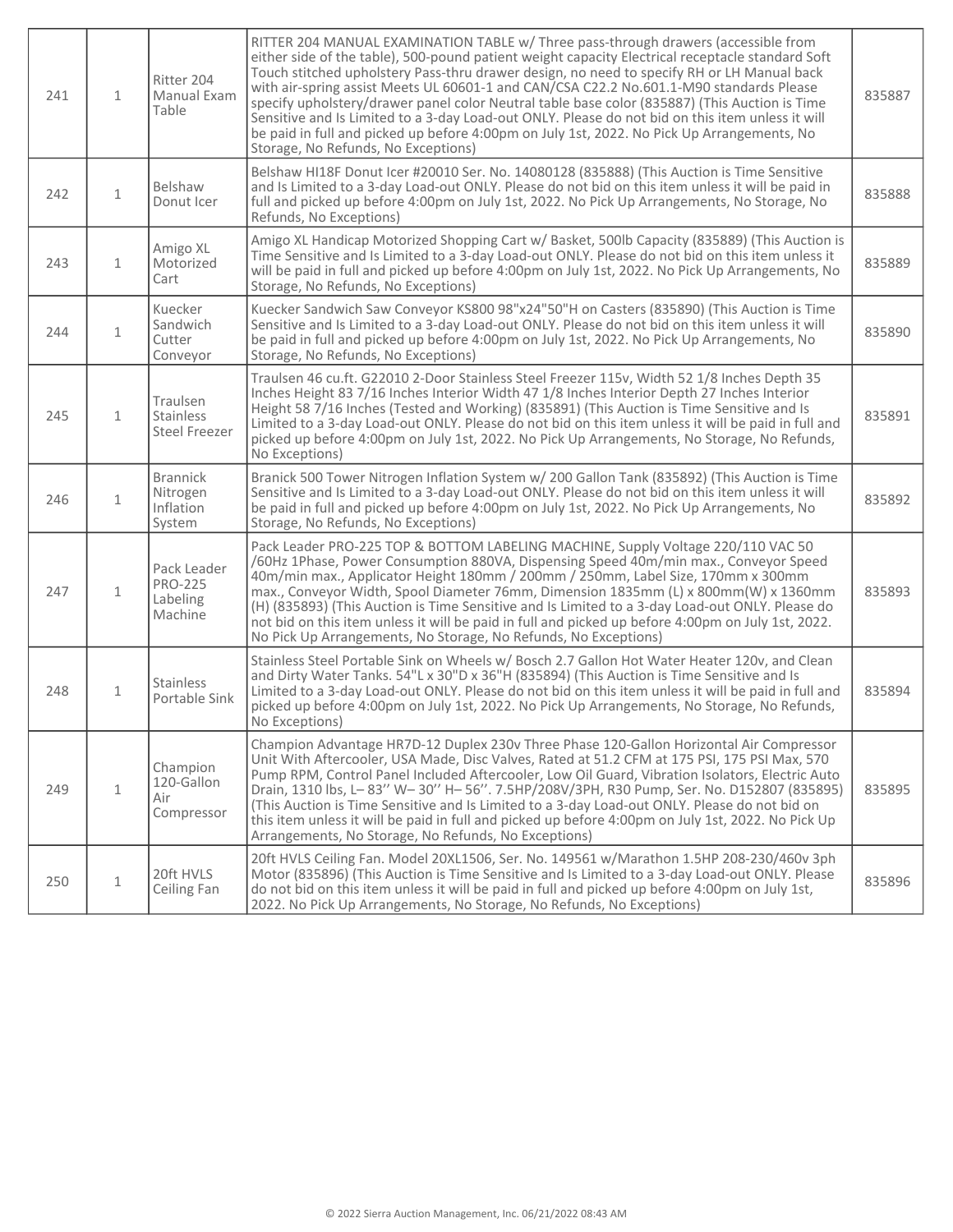| | | | | |
|---|---|---|---|---|
| 241 | 1 | Ritter 204 Manual Exam Table | RITTER 204 MANUAL EXAMINATION TABLE w/ Three pass-through drawers (accessible from either side of the table), 500-pound patient weight capacity Electrical receptacle standard Soft Touch stitched upholstery Pass-thru drawer design, no need to specify RH or LH Manual back with air-spring assist Meets UL 60601-1 and CAN/CSA C22.2 No.601.1-M90 standards Please specify upholstery/drawer panel color Neutral table base color (835887) (This Auction is Time Sensitive and Is Limited to a 3-day Load-out ONLY. Please do not bid on this item unless it will be paid in full and picked up before 4:00pm on July 1st, 2022. No Pick Up Arrangements, No Storage, No Refunds, No Exceptions) | 835887 |
| 242 | 1 | Belshaw Donut Icer | Belshaw HI18F Donut Icer #20010 Ser. No. 14080128 (835888) (This Auction is Time Sensitive and Is Limited to a 3-day Load-out ONLY. Please do not bid on this item unless it will be paid in full and picked up before 4:00pm on July 1st, 2022. No Pick Up Arrangements, No Storage, No Refunds, No Exceptions) | 835888 |
| 243 | 1 | Amigo XL Motorized Cart | Amigo XL Handicap Motorized Shopping Cart w/ Basket, 500lb Capacity (835889) (This Auction is Time Sensitive and Is Limited to a 3-day Load-out ONLY. Please do not bid on this item unless it will be paid in full and picked up before 4:00pm on July 1st, 2022. No Pick Up Arrangements, No Storage, No Refunds, No Exceptions) | 835889 |
| 244 | 1 | Kuecker Sandwich Cutter Conveyor | Kuecker Sandwich Saw Conveyor KS800 98"x24"50"H on Casters (835890) (This Auction is Time Sensitive and Is Limited to a 3-day Load-out ONLY. Please do not bid on this item unless it will be paid in full and picked up before 4:00pm on July 1st, 2022. No Pick Up Arrangements, No Storage, No Refunds, No Exceptions) | 835890 |
| 245 | 1 | Traulsen Stainless Steel Freezer | Traulsen 46 cu.ft. G22010 2-Door Stainless Steel Freezer 115v, Width 52 1/8 Inches Depth 35 Inches Height 83 7/16 Inches Interior Width 47 1/8 Inches Interior Depth 27 Inches Interior Height 58 7/16 Inches (Tested and Working) (835891) (This Auction is Time Sensitive and Is Limited to a 3-day Load-out ONLY. Please do not bid on this item unless it will be paid in full and picked up before 4:00pm on July 1st, 2022. No Pick Up Arrangements, No Storage, No Refunds, No Exceptions) | 835891 |
| 246 | 1 | Brannick Nitrogen Inflation System | Branick 500 Tower Nitrogen Inflation System w/ 200 Gallon Tank (835892) (This Auction is Time Sensitive and Is Limited to a 3-day Load-out ONLY. Please do not bid on this item unless it will be paid in full and picked up before 4:00pm on July 1st, 2022. No Pick Up Arrangements, No Storage, No Refunds, No Exceptions) | 835892 |
| 247 | 1 | Pack Leader PRO-225 Labeling Machine | Pack Leader PRO-225 TOP & BOTTOM LABELING MACHINE, Supply Voltage 220/110 VAC 50 /60Hz 1Phase, Power Consumption 880VA, Dispensing Speed 40m/min max., Conveyor Speed 40m/min max., Applicator Height 180mm / 200mm / 250mm, Label Size, 170mm x 300mm max., Conveyor Width, Spool Diameter 76mm, Dimension 1835mm (L) x 800mm(W) x 1360mm (H) (835893) (This Auction is Time Sensitive and Is Limited to a 3-day Load-out ONLY. Please do not bid on this item unless it will be paid in full and picked up before 4:00pm on July 1st, 2022. No Pick Up Arrangements, No Storage, No Refunds, No Exceptions) | 835893 |
| 248 | 1 | Stainless Portable Sink | Stainless Steel Portable Sink on Wheels w/ Bosch 2.7 Gallon Hot Water Heater 120v, and Clean and Dirty Water Tanks. 54"L x 30"D x 36"H (835894) (This Auction is Time Sensitive and Is Limited to a 3-day Load-out ONLY. Please do not bid on this item unless it will be paid in full and picked up before 4:00pm on July 1st, 2022. No Pick Up Arrangements, No Storage, No Refunds, No Exceptions) | 835894 |
| 249 | 1 | Champion 120-Gallon Air Compressor | Champion Advantage HR7D-12 Duplex 230v Three Phase 120-Gallon Horizontal Air Compressor Unit With Aftercooler, USA Made, Disc Valves, Rated at 51.2 CFM at 175 PSI, 175 PSI Max, 570 Pump RPM, Control Panel Included Aftercooler, Low Oil Guard, Vibration Isolators, Electric Auto Drain, 1310 lbs, L– 83'' W– 30'' H– 56''. 7.5HP/208V/3PH, R30 Pump, Ser. No. D152807 (835895) (This Auction is Time Sensitive and Is Limited to a 3-day Load-out ONLY. Please do not bid on this item unless it will be paid in full and picked up before 4:00pm on July 1st, 2022. No Pick Up Arrangements, No Storage, No Refunds, No Exceptions) | 835895 |
| 250 | 1 | 20ft HVLS Ceiling Fan | 20ft HVLS Ceiling Fan. Model 20XL1506, Ser. No. 149561 w/Marathon 1.5HP 208-230/460v 3ph Motor (835896) (This Auction is Time Sensitive and Is Limited to a 3-day Load-out ONLY. Please do not bid on this item unless it will be paid in full and picked up before 4:00pm on July 1st, 2022. No Pick Up Arrangements, No Storage, No Refunds, No Exceptions) | 835896 |

© 2022 Sierra Auction Management, Inc. 06/21/2022 08:43 AM